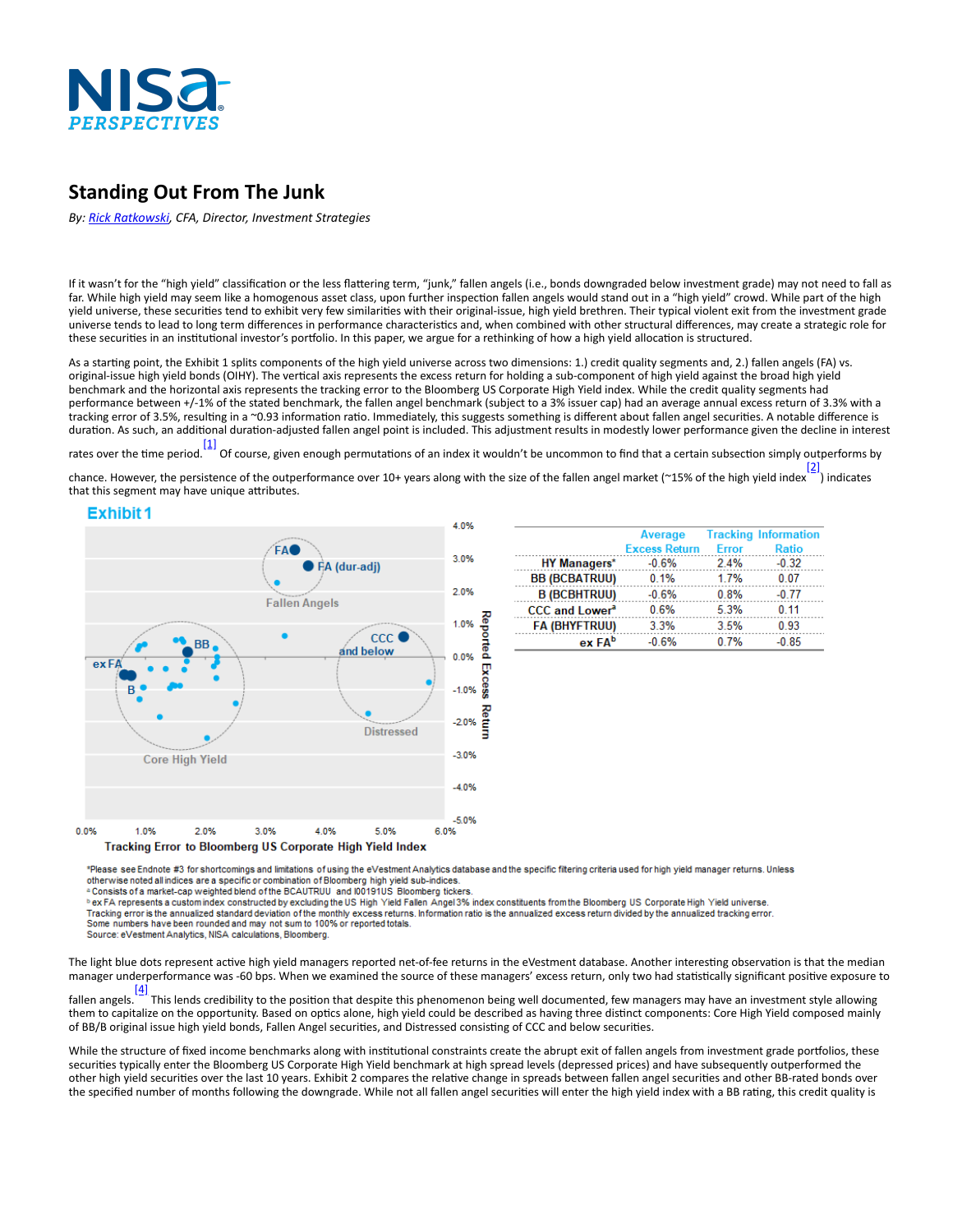# Standing Out From The Junk

*By: Rick Ratkowski, CFA, Director, Investment Strategies*

If it wasn't for the "high yield" classification or the less flattering term, "junk," fallen angels (i.e., bonds downgraded below investment grade) may not need to fall as far. While high yield may seem like a homogenous asset class, upon further inspection fallen angels would stand out in a "high yield" crowd. While part of the high yield universe, these securities tend to exhibit very few similarities with their original-issue, high yield brethren. Their typical violent exit from the investment grade universe tends to lead to long term differences in performance characteristics and, when combined with other structural differences, may create a strategic role for these securities in an institutional investor's portfolio. In this paper, we argue for a rethinking of how a high yield allocation is structured.

As a starting point, the Exhibit 1 splits components of the high yield universe across two dimensions: 1.) credit quality segments and, 2.) fallen angels (FA) vs. original-issue high yield bonds (OIHY). The vertical axis represents the excess return for holding a sub-component of high yield against the broad high yield benchmark and the horizontal axis represents the tracking error to the Bloomberg US Corporate High Yield index. While the credit quality segments had performance between +/-1% of the stated benchmark, the fallen angel benchmark (subject to a 3% issuer cap) had an average annual excess return of 3.3% with a tracking error of 3.5%, resulting in a ~0.93 information ratio. Immediately, this suggests something is different about fallen angel securities. A notable difference is duration. As such, an additional duration-adjusted fallen angel point is included. This adjustment results in modestly lower performance given the decline in interest rates over the time period.[1] Of course, given enough permutations of an index it wouldn't be uncommon to find that a certain subsection simply outperforms by chance. However, the persistence of the outperformance over 10+ years along with the size of the fallen angel market (~15% of the high yield index[2]) indicates that this segment may have unique attributes.

**Exhibit 1**

| | Average Excess Return | Tracking Error | Information Ratio |
|---|---|---|---|
| HY Managers* | -0.6% | 2.4% | -0.32 |
| BB (BCBATRUU) | 0.1% | 1.7% | 0.07 |
| B (BCBHTRUU) | -0.6% | 0.8% | -0.77 |
| CCC and Lower[a] | 0.6% | 5.3% | 0.11 |
| FA (BHYFTRUU) | 3.3% | 3.5% | 0.93 |
| ex FA[b] | -0.6% | 0.7% | -0.85 |

*Please see Endnote #3 for shortcomings and limitations of using the eVestment Analytics database and the specific filtering criteria used for high yield manager returns. Unless otherwise noted all indices are a specific or combination of Bloomberg high yield sub-indices.
[a] Consists of a market-cap weighted blend of the BCAUTRUU and I00191US Bloomberg tickers.
[b] ex FA represents a custom index constructed by excluding the US High Yield Fallen Angel 3% index constituents from the Bloomberg US Corporate High Yield universe.
Tracking error is the annualized standard deviation of the monthly excess returns. Information ratio is the annualized excess return divided by the annualized tracking error.
Some numbers have been rounded and may not sum to 100% or reported totals.
Source: eVestment Analytics, NISA calculations, Bloomberg.

The light blue dots represent active high yield managers reported net-of-fee returns in the eVestment database. Another interesting observation is that the median manager underperformance was -60 bps. When we examined the source of these managers' excess return, only two had statistically significant positive exposure to fallen angels.[4] This lends credibility to the position that despite this phenomenon being well documented, few managers may have an investment style allowing them to capitalize on the opportunity. Based on optics alone, high yield could be described as having three distinct components: Core High Yield composed mainly of BB/B original issue high yield bonds, Fallen Angel securities, and Distressed consisting of CCC and below securities.

While the structure of fixed income benchmarks along with institutional constraints create the abrupt exit of fallen angels from investment grade portfolios, these securities typically enter the Bloomberg US Corporate High Yield benchmark at high spread levels (depressed prices) and have subsequently outperformed the other high yield securities over the last 10 years. Exhibit 2 compares the relative change in spreads between fallen angel securities and other BB-rated bonds over the specified number of months following the downgrade. While not all fallen angel securities will enter the high yield index with a BB rating, this credit quality is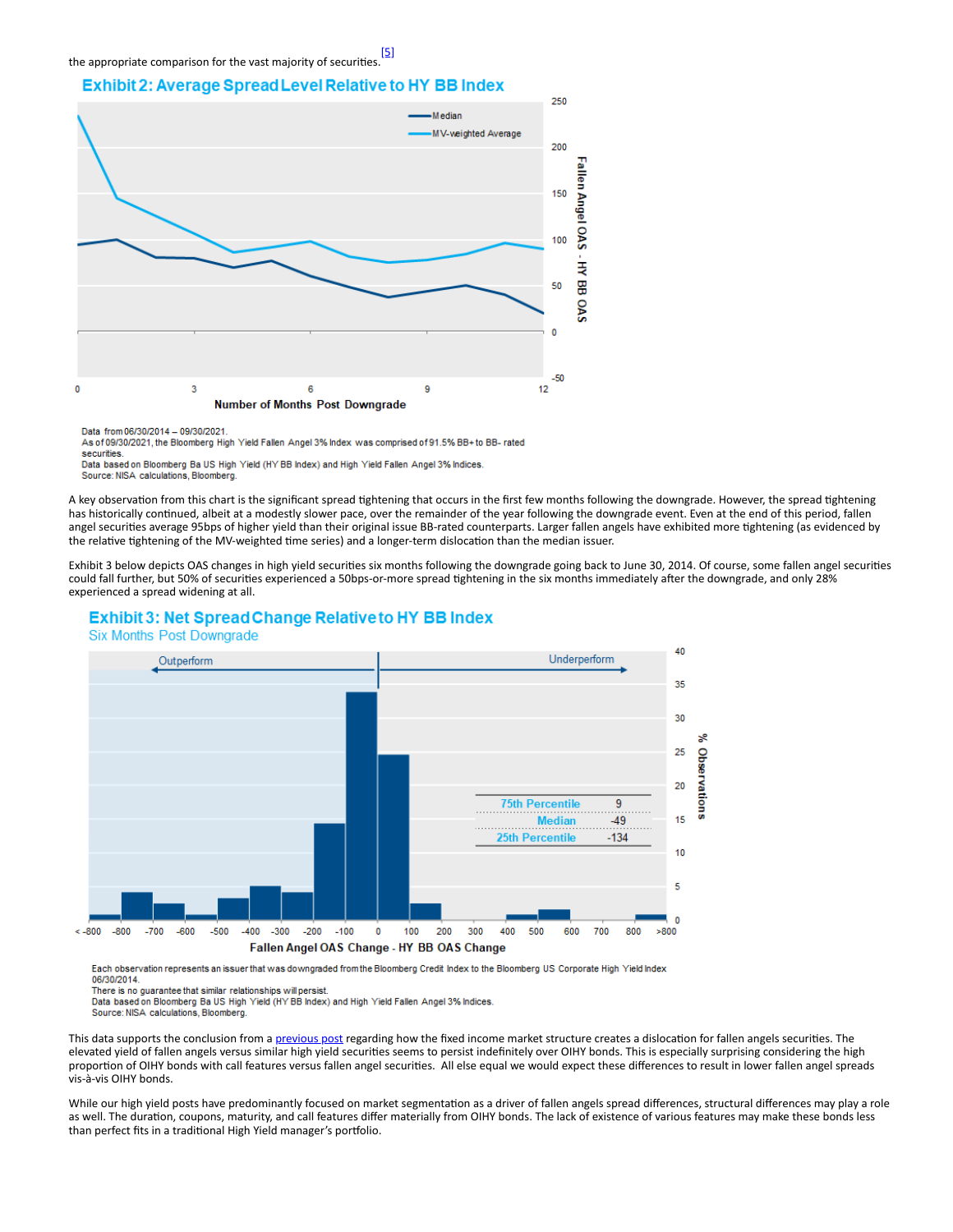the appropriate comparison for the vast majority of securities.[5]

## Exhibit 2: Average Spread Level Relative to HY BB Index

Data from 06/30/2014 – 09/30/2021.
As of 09/30/2021, the Bloomberg High Yield Fallen Angel 3% Index was comprised of 91.5% BB+ to BB- rated securities.
Data based on Bloomberg Ba US High Yield (HY BB Index) and High Yield Fallen Angel 3% Indices.
Source: NISA calculations, Bloomberg.

A key observation from this chart is the significant spread tightening that occurs in the first few months following the downgrade. However, the spread tightening has historically continued, albeit at a modestly slower pace, over the remainder of the year following the downgrade event. Even at the end of this period, fallen angel securities average 95bps of higher yield than their original issue BB-rated counterparts. Larger fallen angels have exhibited more tightening (as evidenced by the relative tightening of the MV-weighted time series) and a longer-term dislocation than the median issuer.

Exhibit 3 below depicts OAS changes in high yield securities six months following the downgrade going back to June 30, 2014. Of course, some fallen angel securities could fall further, but 50% of securities experienced a 50bps-or-more spread tightening in the six months immediately after the downgrade, and only 28% experienced a spread widening at all.

## Exhibit 3: Net Spread Change Relative to HY BB Index

Six Months Post Downgrade

| | |
|---|---|
| 75th Percentile | 9 |
| Median | -49 |
| 25th Percentile | -134 |

Each observation represents an issuer that was downgraded from the Bloomberg Credit Index to the Bloomberg US Corporate High Yield Index 06/30/2014.
There is no guarantee that similar relationships will persist.
Data based on Bloomberg Ba US High Yield (HY BB Index) and High Yield Fallen Angel 3% Indices.
Source: NISA calculations, Bloomberg.

This data supports the conclusion from a previous post regarding how the fixed income market structure creates a dislocation for fallen angels securities. The elevated yield of fallen angels versus similar high yield securities seems to persist indefinitely over OIHY bonds. This is especially surprising considering the high proportion of OIHY bonds with call features versus fallen angel securities. All else equal we would expect these differences to result in lower fallen angel spreads vis-à-vis OIHY bonds.

While our high yield posts have predominantly focused on market segmentation as a driver of fallen angels spread differences, structural differences may play a role as well. The duration, coupons, maturity, and call features differ materially from OIHY bonds. The lack of existence of various features may make these bonds less than perfect fits in a traditional High Yield manager's portfolio.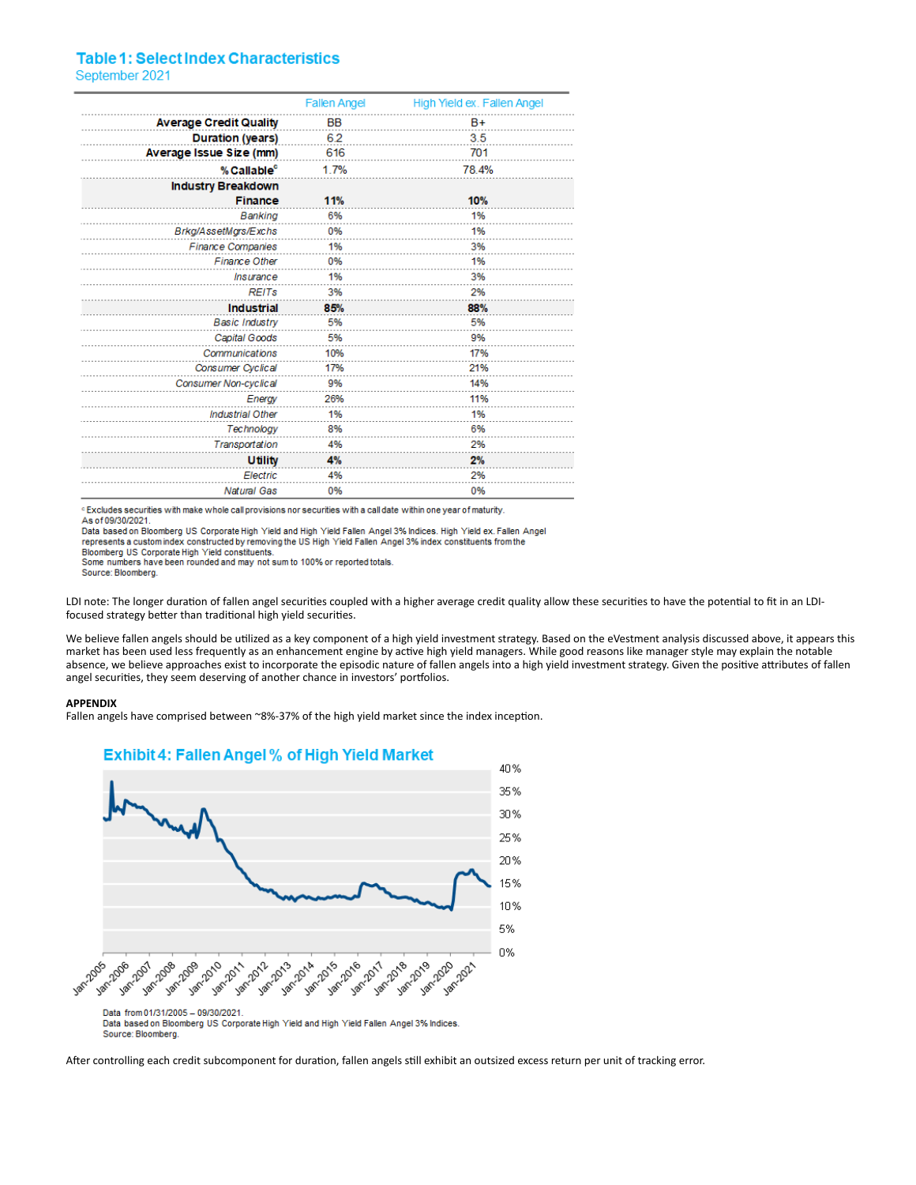### Table 1: Select Index Characteristics

September 2021

| | Fallen Angel | High Yield ex. Fallen Angel |
|---|---|---|
| **Average Credit Quality** | BB | B+ |
| **Duration (years)** | 6.2 | 3.5 |
| **Average Issue Size (mm)** | 616 | 701 |
| **% Callable**[c] | 1.7% | 78.4% |
| **Industry Breakdown** | | |
| **Finance** | **11%** | **10%** |
| *Banking* | 6% | 1% |
| *Brkg/AssetMgrs/Exchs* | 0% | 1% |
| *Finance Companies* | 1% | 3% |
| *Finance Other* | 0% | 1% |
| *Insurance* | 1% | 3% |
| *REITs* | 3% | 2% |
| **Industrial** | **85%** | **88%** |
| *Basic Industry* | 5% | 5% |
| *Capital Goods* | 5% | 9% |
| *Communications* | 10% | 17% |
| *Consumer Cyclical* | 17% | 21% |
| *Consumer Non-cyclical* | 9% | 14% |
| *Energy* | 26% | 11% |
| *Industrial Other* | 1% | 1% |
| *Technology* | 8% | 6% |
| *Transportation* | 4% | 2% |
| **Utility** | **4%** | **2%** |
| *Electric* | 4% | 2% |
| *Natural Gas* | 0% | 0% |

[c] Excludes securities with make whole call provisions nor securities with a call date within one year of maturity.
As of 09/30/2021.
Data based on Bloomberg US Corporate High Yield and High Yield Fallen Angel 3% Indices. High Yield ex. Fallen Angel represents a custom index constructed by removing the US High Yield Fallen Angel 3% index constituents from the Bloomberg US Corporate High Yield constituents.
Some numbers have been rounded and may not sum to 100% or reported totals.
Source: Bloomberg.

LDI note: The longer duration of fallen angel securities coupled with a higher average credit quality allow these securities to have the potential to fit in an LDI-focused strategy better than traditional high yield securities.

We believe fallen angels should be utilized as a key component of a high yield investment strategy. Based on the eVestment analysis discussed above, it appears this market has been used less frequently as an enhancement engine by active high yield managers. While good reasons like manager style may explain the notable absence, we believe approaches exist to incorporate the episodic nature of fallen angels into a high yield investment strategy. Given the positive attributes of fallen angel securities, they seem deserving of another chance in investors' portfolios.

**APPENDIX**

Fallen angels have comprised between ~8%-37% of the high yield market since the index inception.

### Exhibit 4: Fallen Angel % of High Yield Market

Data from 01/31/2005 – 09/30/2021.
Data based on Bloomberg US Corporate High Yield and High Yield Fallen Angel 3% Indices.
Source: Bloomberg.

After controlling each credit subcomponent for duration, fallen angels still exhibit an outsized excess return per unit of tracking error.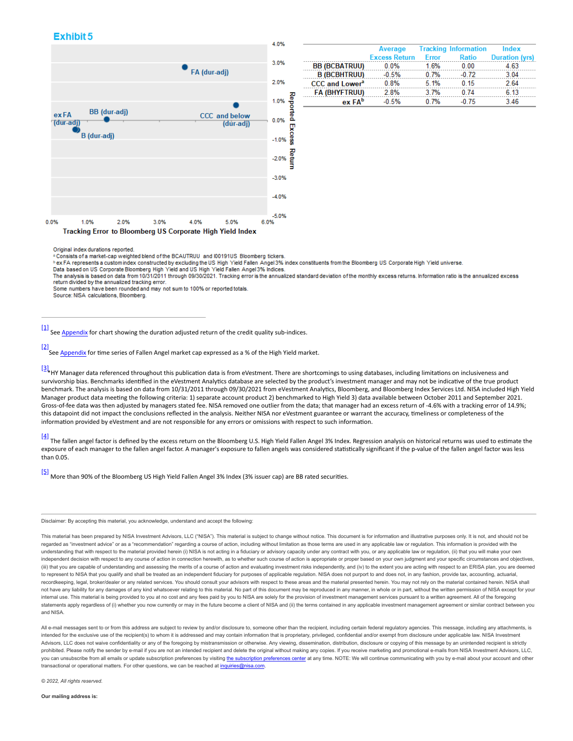## Exhibit 5

| | Average Excess Return | Tracking Error | Information Ratio | Index Duration (yrs) |
|---|---|---|---|---|
| BB (BCBATRUU) | 0.0% | 1.6% | 0.00 | 4.63 |
| B (BCBHTRUU) | -0.5% | 0.7% | -0.72 | 3.04 |
| CCC and Lower[a] | 0.8% | 5.1% | 0.15 | 2.64 |
| FA (BHYFTRUU) | 2.8% | 3.7% | 0.74 | 6.13 |
| ex FA[b] | -0.5% | 0.7% | -0.75 | 3.46 |

Original index durations reported.

[a] Consists of a market-cap weighted blend of the BCAUTRUU and I00191US Bloomberg tickers.

[b] ex FA represents a custom index constructed by excluding the US High Yield Fallen Angel 3% index constituents from the Bloomberg US Corporate High Yield universe.

Data based on US Corporate Bloomberg High Yield and US High Yield Fallen Angel 3% Indices.

The analysis is based on data from 10/31/2011 through 09/30/2021. Tracking error is the annualized standard deviation of the monthly excess returns. Information ratio is the annualized excess return divided by the annualized tracking error.

Some numbers have been rounded and may not sum to 100% or reported totals.

Source: NISA calculations, Bloomberg.

---

[1] See Appendix for chart showing the duration adjusted return of the credit quality sub-indices.

[2] See Appendix for time series of Fallen Angel market cap expressed as a % of the High Yield market.

[3] HY Manager data referenced throughout this publication data is from eVestment. There are shortcomings to using databases, including limitations on inclusiveness and survivorship bias. Benchmarks identified in the eVestment Analytics database are selected by the product's investment manager and may not be indicative of the true product benchmark. The analysis is based on data from 10/31/2011 through 09/30/2021 from eVestment Analytics, Bloomberg, and Bloomberg Index Services Ltd. NISA included High Yield Manager product data meeting the following criteria: 1) separate account product 2) benchmarked to High Yield 3) data available between October 2011 and September 2021. Gross-of-fee data was then adjusted by managers stated fee. NISA removed one outlier from the data; that manager had an excess return of -4.6% with a tracking error of 14.9%; this datapoint did not impact the conclusions reflected in the analysis. Neither NISA nor eVestment guarantee or warrant the accuracy, timeliness or completeness of the information provided by eVestment and are not responsible for any errors or omissions with respect to such information.

[4] The fallen angel factor is defined by the excess return on the Bloomberg U.S. High Yield Fallen Angel 3% Index. Regression analysis on historical returns was used to estimate the exposure of each manager to the fallen angel factor. A manager's exposure to fallen angels was considered statistically significant if the p-value of the fallen angel factor was less than 0.05.

[5] More than 90% of the Bloomberg US High Yield Fallen Angel 3% Index (3% issuer cap) are BB rated securities.

---

Disclaimer: By accepting this material, you acknowledge, understand and accept the following:

This material has been prepared by NISA Investment Advisors, LLC ("NISA"). This material is subject to change without notice. This document is for information and illustrative purposes only. It is not, and should not be regarded as "investment advice" or as a "recommendation" regarding a course of action, including without limitation as those terms are used in any applicable law or regulation. This information is provided with the understanding that with respect to the material provided herein (i) NISA is not acting in a fiduciary or advisory capacity under any contract with you, or any applicable law or regulation, (ii) that you will make your own independent decision with respect to any course of action in connection herewith, as to whether such course of action is appropriate or proper based on your own judgment and your specific circumstances and objectives, (iii) that you are capable of understanding and assessing the merits of a course of action and evaluating investment risks independently, and (iv) to the extent you are acting with respect to an ERISA plan, you are deemed to represent to NISA that you qualify and shall be treated as an independent fiduciary for purposes of applicable regulation. NISA does not purport to and does not, in any fashion, provide tax, accounting, actuarial, recordkeeping, legal, broker/dealer or any related services. You should consult your advisors with respect to these areas and the material presented herein. You may not rely on the material contained herein. NISA shall not have any liability for any damages of any kind whatsoever relating to this material. No part of this document may be reproduced in any manner, in whole or in part, without the written permission of NISA except for your internal use. This material is being provided to you at no cost and any fees paid by you to NISA are solely for the provision of investment management services pursuant to a written agreement. All of the foregoing statements apply regardless of (i) whether you now currently or may in the future become a client of NISA and (ii) the terms contained in any applicable investment management agreement or similar contract between you and NISA.

All e-mail messages sent to or from this address are subject to review by and/or disclosure to, someone other than the recipient, including certain federal regulatory agencies. This message, including any attachments, is intended for the exclusive use of the recipient(s) to whom it is addressed and may contain information that is proprietary, privileged, confidential and/or exempt from disclosure under applicable law. NISA Investment Advisors, LLC does not waive confidentiality or any of the foregoing by mistransmission or otherwise. Any viewing, dissemination, distribution, disclosure or copying of this message by an unintended recipient is strictly prohibited. Please notify the sender by e-mail if you are not an intended recipient and delete the original without making any copies. If you receive marketing and promotional e-mails from NISA Investment Advisors, LLC, you can unsubscribe from all emails or update subscription preferences by visiting the subscription preferences center at any time. NOTE: We will continue communicating with you by e-mail about your account and other transactional or operational matters. For other questions, we can be reached at inquiries@nisa.com.

*© 2022, All rights reserved.*

**Our mailing address is:**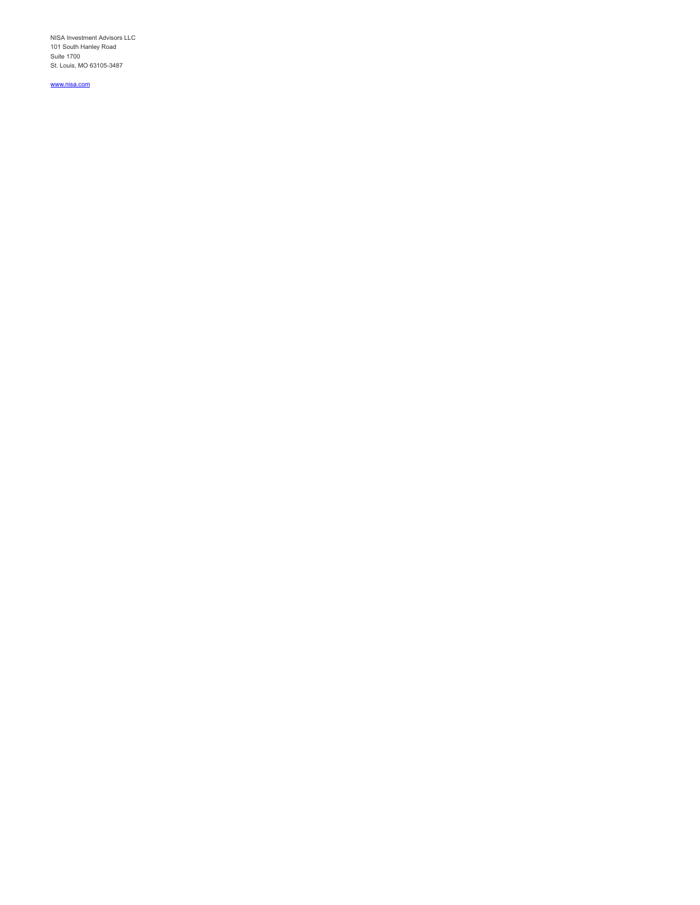NISA Investment Advisors LLC
101 South Hanley Road
Suite 1700
St. Louis, MO 63105-3487

www.nisa.com